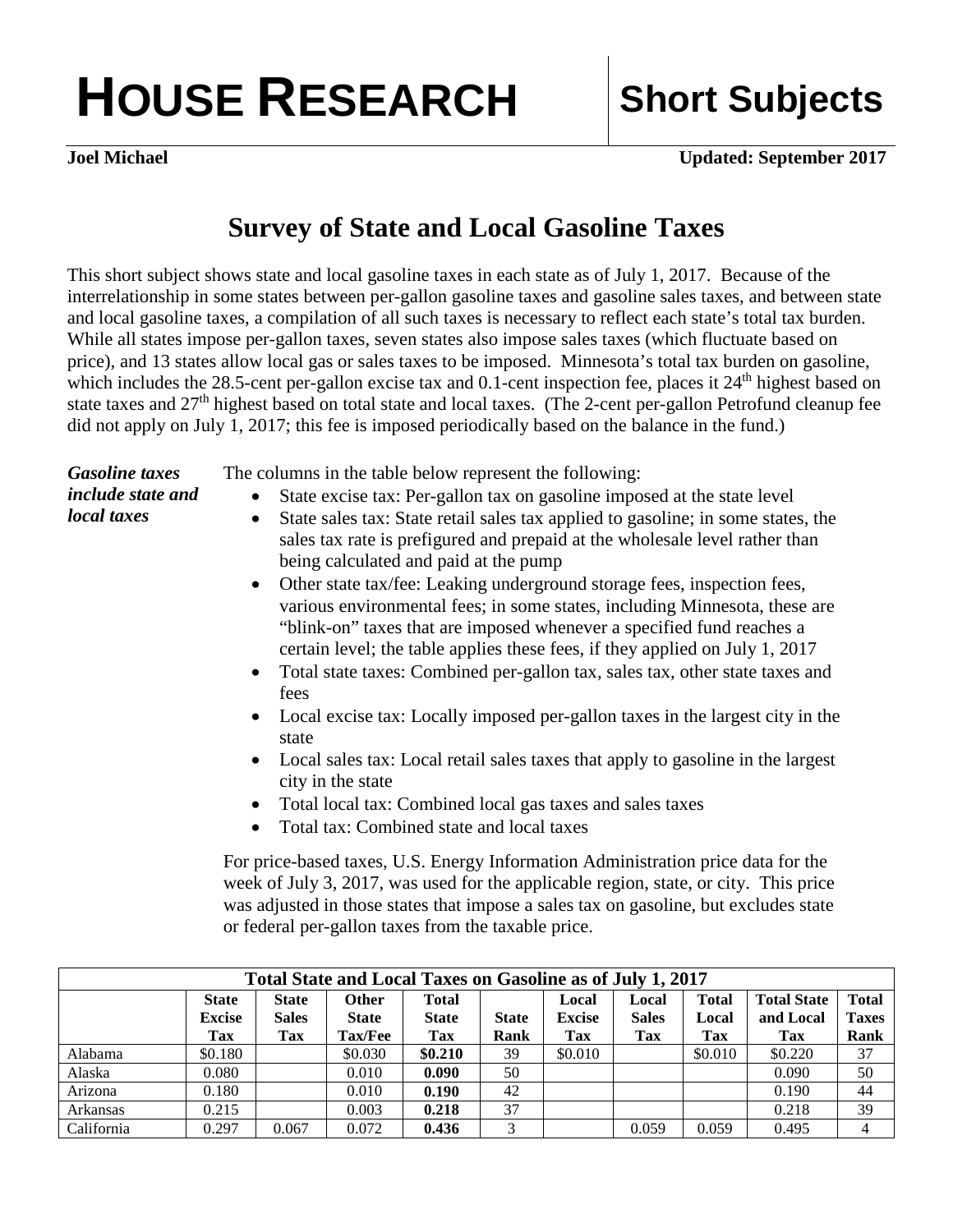# HOUSE RESEARCH — Short Subjects

**Joel Michael** **Updated: September 2017**

## Survey of State and Local Gasoline Taxes

This short subject shows state and local gasoline taxes in each state as of July 1, 2017. Because of the interrelationship in some states between per-gallon gasoline taxes and gasoline sales taxes, and between state and local gasoline taxes, a compilation of all such taxes is necessary to reflect each state's total tax burden. While all states impose per-gallon taxes, seven states also impose sales taxes (which fluctuate based on price), and 13 states allow local gas or sales taxes to be imposed. Minnesota's total tax burden on gasoline, which includes the 28.5-cent per-gallon excise tax and 0.1-cent inspection fee, places it 24th highest based on state taxes and 27th highest based on total state and local taxes. (The 2-cent per-gallon Petrofund cleanup fee did not apply on July 1, 2017; this fee is imposed periodically based on the balance in the fund.)

***Gasoline taxes include state and local taxes***

The columns in the table below represent the following:

- State excise tax: Per-gallon tax on gasoline imposed at the state level
- State sales tax: State retail sales tax applied to gasoline; in some states, the sales tax rate is prefigured and prepaid at the wholesale level rather than being calculated and paid at the pump
- Other state tax/fee: Leaking underground storage fees, inspection fees, various environmental fees; in some states, including Minnesota, these are "blink-on" taxes that are imposed whenever a specified fund reaches a certain level; the table applies these fees, if they applied on July 1, 2017
- Total state taxes: Combined per-gallon tax, sales tax, other state taxes and fees
- Local excise tax: Locally imposed per-gallon taxes in the largest city in the state
- Local sales tax: Local retail sales taxes that apply to gasoline in the largest city in the state
- Total local tax: Combined local gas taxes and sales taxes
- Total tax: Combined state and local taxes

For price-based taxes, U.S. Energy Information Administration price data for the week of July 3, 2017, was used for the applicable region, state, or city. This price was adjusted in those states that impose a sales tax on gasoline, but excludes state or federal per-gallon taxes from the taxable price.

| Total State and Local Taxes on Gasoline as of July 1, 2017 | | | | | | | | | | |
|---|---|---|---|---|---|---|---|---|---|---|
| | **State Excise Tax** | **State Sales Tax** | **Other State Tax/Fee** | **Total State Tax** | **State Rank** | **Local Excise Tax** | **Local Sales Tax** | **Total Local Tax** | **Total State and Local Tax** | **Total Taxes Rank** |
| Alabama | $0.180 | | $0.030 | **$0.210** | 39 | $0.010 | | $0.010 | $0.220 | 37 |
| Alaska | 0.080 | | 0.010 | **0.090** | 50 | | | | 0.090 | 50 |
| Arizona | 0.180 | | 0.010 | **0.190** | 42 | | | | 0.190 | 44 |
| Arkansas | 0.215 | | 0.003 | **0.218** | 37 | | | | 0.218 | 39 |
| California | 0.297 | 0.067 | 0.072 | **0.436** | 3 | | 0.059 | 0.059 | 0.495 | 4 |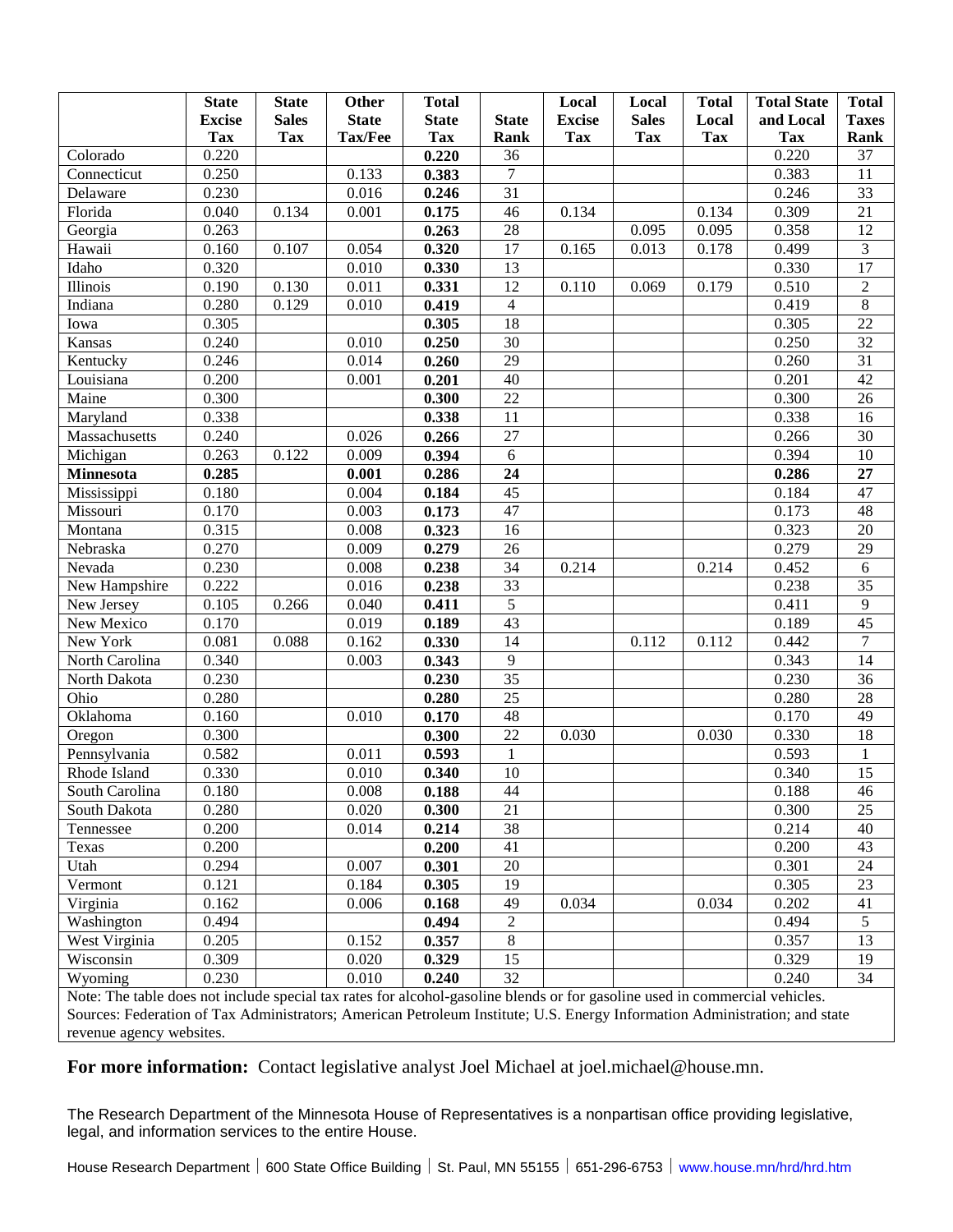| | State Excise Tax | State Sales Tax | Other State Tax/Fee | Total State Tax | State Rank | Local Excise Tax | Local Sales Tax | Total Local Tax | Total State and Local Tax | Total Taxes Rank |
|---|---|---|---|---|---|---|---|---|---|---|
| Colorado | 0.220 | | | **0.220** | 36 | | | | 0.220 | 37 |
| Connecticut | 0.250 | | 0.133 | **0.383** | 7 | | | | 0.383 | 11 |
| Delaware | 0.230 | | 0.016 | **0.246** | 31 | | | | 0.246 | 33 |
| Florida | 0.040 | 0.134 | 0.001 | **0.175** | 46 | 0.134 | | 0.134 | 0.309 | 21 |
| Georgia | 0.263 | | | **0.263** | 28 | | 0.095 | 0.095 | 0.358 | 12 |
| Hawaii | 0.160 | 0.107 | 0.054 | **0.320** | 17 | 0.165 | 0.013 | 0.178 | 0.499 | 3 |
| Idaho | 0.320 | | 0.010 | **0.330** | 13 | | | | 0.330 | 17 |
| Illinois | 0.190 | 0.130 | 0.011 | **0.331** | 12 | 0.110 | 0.069 | 0.179 | 0.510 | 2 |
| Indiana | 0.280 | 0.129 | 0.010 | **0.419** | 4 | | | | 0.419 | 8 |
| Iowa | 0.305 | | | **0.305** | 18 | | | | 0.305 | 22 |
| Kansas | 0.240 | | 0.010 | **0.250** | 30 | | | | 0.250 | 32 |
| Kentucky | 0.246 | | 0.014 | **0.260** | 29 | | | | 0.260 | 31 |
| Louisiana | 0.200 | | 0.001 | **0.201** | 40 | | | | 0.201 | 42 |
| Maine | 0.300 | | | **0.300** | 22 | | | | 0.300 | 26 |
| Maryland | 0.338 | | | **0.338** | 11 | | | | 0.338 | 16 |
| Massachusetts | 0.240 | | 0.026 | **0.266** | 27 | | | | 0.266 | 30 |
| Michigan | 0.263 | 0.122 | 0.009 | **0.394** | 6 | | | | 0.394 | 10 |
| **Minnesota** | **0.285** | | **0.001** | 0.286 | **24** | | | | **0.286** | **27** |
| Mississippi | 0.180 | | 0.004 | **0.184** | 45 | | | | 0.184 | 47 |
| Missouri | 0.170 | | 0.003 | **0.173** | 47 | | | | 0.173 | 48 |
| Montana | 0.315 | | 0.008 | **0.323** | 16 | | | | 0.323 | 20 |
| Nebraska | 0.270 | | 0.009 | **0.279** | 26 | | | | 0.279 | 29 |
| Nevada | 0.230 | | 0.008 | **0.238** | 34 | 0.214 | | 0.214 | 0.452 | 6 |
| New Hampshire | 0.222 | | 0.016 | **0.238** | 33 | | | | 0.238 | 35 |
| New Jersey | 0.105 | 0.266 | 0.040 | **0.411** | 5 | | | | 0.411 | 9 |
| New Mexico | 0.170 | | 0.019 | **0.189** | 43 | | | | 0.189 | 45 |
| New York | 0.081 | 0.088 | 0.162 | **0.330** | 14 | | 0.112 | 0.112 | 0.442 | 7 |
| North Carolina | 0.340 | | 0.003 | **0.343** | 9 | | | | 0.343 | 14 |
| North Dakota | 0.230 | | | **0.230** | 35 | | | | 0.230 | 36 |
| Ohio | 0.280 | | | **0.280** | 25 | | | | 0.280 | 28 |
| Oklahoma | 0.160 | | 0.010 | **0.170** | 48 | | | | 0.170 | 49 |
| Oregon | 0.300 | | | **0.300** | 22 | 0.030 | | 0.030 | 0.330 | 18 |
| Pennsylvania | 0.582 | | 0.011 | **0.593** | 1 | | | | 0.593 | 1 |
| Rhode Island | 0.330 | | 0.010 | **0.340** | 10 | | | | 0.340 | 15 |
| South Carolina | 0.180 | | 0.008 | **0.188** | 44 | | | | 0.188 | 46 |
| South Dakota | 0.280 | | 0.020 | **0.300** | 21 | | | | 0.300 | 25 |
| Tennessee | 0.200 | | 0.014 | **0.214** | 38 | | | | 0.214 | 40 |
| Texas | 0.200 | | | **0.200** | 41 | | | | 0.200 | 43 |
| Utah | 0.294 | | 0.007 | **0.301** | 20 | | | | 0.301 | 24 |
| Vermont | 0.121 | | 0.184 | **0.305** | 19 | | | | 0.305 | 23 |
| Virginia | 0.162 | | 0.006 | **0.168** | 49 | 0.034 | | 0.034 | 0.202 | 41 |
| Washington | 0.494 | | | **0.494** | 2 | | | | 0.494 | 5 |
| West Virginia | 0.205 | | 0.152 | **0.357** | 8 | | | | 0.357 | 13 |
| Wisconsin | 0.309 | | 0.020 | **0.329** | 15 | | | | 0.329 | 19 |
| Wyoming | 0.230 | | 0.010 | **0.240** | 32 | | | | 0.240 | 34 |

Note: The table does not include special tax rates for alcohol-gasoline blends or for gasoline used in commercial vehicles.
Sources: Federation of Tax Administrators; American Petroleum Institute; U.S. Energy Information Administration; and state revenue agency websites.

**For more information:** Contact legislative analyst Joel Michael at joel.michael@house.mn.

The Research Department of the Minnesota House of Representatives is a nonpartisan office providing legislative, legal, and information services to the entire House.

House Research Department | 600 State Office Building | St. Paul, MN 55155 | 651-296-6753 | www.house.mn/hrd/hrd.htm